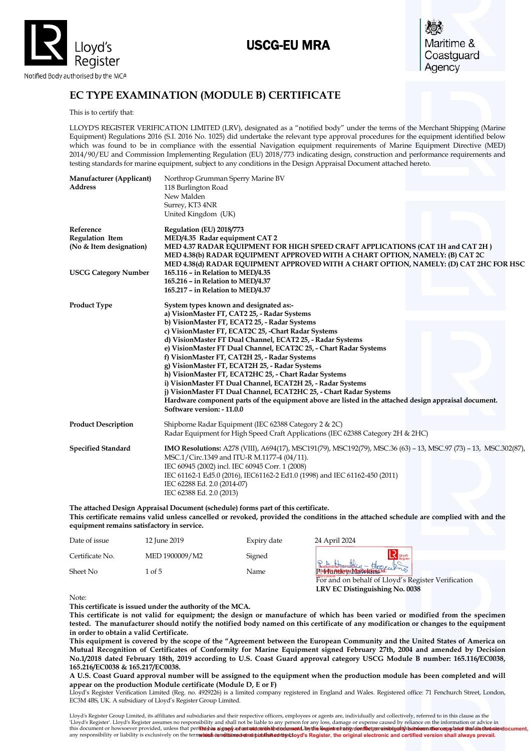Lloyd's Register

Notified Body authorised by the MCA

**USCG-EU MRA**

Maritime & Coastguard Agency

# EC TYPE EXAMINATION (MODULE B) CERTIFICATE

This is to certify that:

LLOYD'S REGISTER VERIFICATION LIMITED (LRV), designated as a "notified body" under the terms of the Merchant Shipping (Marine Equipment) Regulations 2016 (S.I. 2016 No. 1025) did undertake the relevant type approval procedures for the equipment identified below which was found to be in compliance with the essential Navigation equipment requirements of Marine Equipment Directive (MED) 2014/90/EU and Commission Implementing Regulation (EU) 2018/773 indicating design, construction and performance requirements and testing standards for marine equipment, subject to any conditions in the Design Appraisal Document attached hereto.

| | |
|---|---|
| **Manufacturer (Applicant)** | Northrop Grumman Sperry Marine BV |
| **Address** | 118 Burlington Road<br>New Malden<br>Surrey, KT3 4NR<br>United Kingdom (UK) |
| **Reference** | **Regulation (EU) 2018/773** |
| **Regulation Item (No & Item designation)** | **MED/4.35 Radar equipment CAT 2**<br>**MED 4.37 RADAR EQUIPMENT FOR HIGH SPEED CRAFT APPLICATIONS (CAT 1H and CAT 2H )**<br>**MED 4.38(b) RADAR EQUIPMENT APPROVED WITH A CHART OPTION, NAMELY: (B) CAT 2C**<br>**MED 4.38(d) RADAR EQUIPMENT APPROVED WITH A CHART OPTION, NAMELY: (D) CAT 2HC FOR HSC** |
| **USCG Category Number** | **165.116 – in Relation to MED/4.35**<br>**165.216 – in Relation to MED/4.37**<br>**165.217 – in Relation to MED/4.37** |
| **Product Type** | **System types known and designated as:-**<br>**a) VisionMaster FT, CAT2 25, - Radar Systems**<br>**b) VisionMaster FT, ECAT2 25, - Radar Systems**<br>**c) VisionMaster FT, ECAT2C 25, -Chart Radar Systems**<br>**d) VisionMaster FT Dual Channel, ECAT2 25, - Radar Systems**<br>**e) VisionMaster FT Dual Channel, ECAT2C 25, - Chart Radar Systems**<br>**f) VisionMaster FT, CAT2H 25, - Radar Systems**<br>**g) VisionMaster FT, ECAT2H 25, - Radar Systems**<br>**h) VisionMaster FT, ECAT2HC 25, - Chart Radar Systems**<br>**i) VisionMaster FT Dual Channel, ECAT2H 25, - Radar Systems**<br>**j) VisionMaster FT Dual Channel, ECAT2HC 25, - Chart Radar Systems**<br>**Hardware component parts of the equipment above are listed in the attached design appraisal document.**<br>**Software version: - 11.0.0** |
| **Product Description** | Shipborne Radar Equipment (IEC 62388 Category 2 & 2C)<br>Radar Equipment for High Speed Craft Applications (IEC 62388 Category 2H & 2HC) |
| **Specified Standard** | **IMO Resolutions:** A278 (VIII), A694(17), MSC191(79), MSC192(79), MSC.36 (63) – 13, MSC.97 (73) – 13, MSC.302(87), MSC.1/Circ.1349 and ITU-R M.1177-4 (04/11).<br>IEC 60945 (2002) incl. IEC 60945 Corr. 1 (2008)<br>IEC 61162-1 Ed5.0 (2016), IEC61162-2 Ed1.0 (1998) and IEC 61162-450 (2011)<br>IEC 62288 Ed. 2.0 (2014-07)<br>IEC 62388 Ed. 2.0 (2013) |

**The attached Design Appraisal Document (schedule) forms part of this certificate.**
**This certificate remains valid unless cancelled or revoked, provided the conditions in the attached schedule are complied with and the equipment remains satisfactory in service.**

| | | | |
|---|---|---|---|
| Date of issue | 12 June 2019 | Expiry date | 24 April 2024 |
| Certificate No. | MED 1900009/M2 | Signed | |
| Sheet No | 1 of 5 | Name | P. Huntley-Hawkins |

For and on behalf of Lloyd's Register Verification
**LRV EC Distinguishing No. 0038**

Note:

**This certificate is issued under the authority of the MCA.**
**This certificate is not valid for equipment; the design or manufacture of which has been varied or modified from the specimen tested. The manufacturer should notify the notified body named on this certificate of any modification or changes to the equipment in order to obtain a valid Certificate.**
**This equipment is covered by the scope of the "Agreement between the European Community and the United States of America on Mutual Recognition of Certificates of Conformity for Marine Equipment signed February 27th, 2004 and amended by Decision No.1/2018 dated February 18th, 2019 according to U.S. Coast Guard approval category USCG Module B number: 165.116/EC0038, 165.216/EC0038 & 165.217/EC0038.**
**A U.S. Coast Guard approval number will be assigned to the equipment when the production module has been completed and will appear on the production Module certificate (Module D, E or F)**

Lloyd's Register Verification Limited (Reg. no. 4929226) is a limited company registered in England and Wales. Registered office: 71 Fenchurch Street, London, EC3M 4BS, UK. A subsidiary of Lloyd's Register Group Limited.

Lloyd's Register Group Limited, its affiliates and subsidiaries and their respective officers, employees or agents are, individually and collectively, referred to in this clause as the 'Lloyd's Register'. Lloyd's Register assumes no responsibility and shall not be liable to any person for any loss, damage or expense caused by reliance on the information or advice in this document or howsoever provided, unless that person has signed a contract with the relevant Lloyd's Register entity for the provision of this information or advice and in that case any responsibility or liability is exclusively on the terms and conditions set out in that contract.

**This is a copy of an electronic document. In the event of any conflict or ambiguity between the copy and the electronic document, which is maintained and published by Lloyd's Register, the original electronic and certified version shall always prevail.**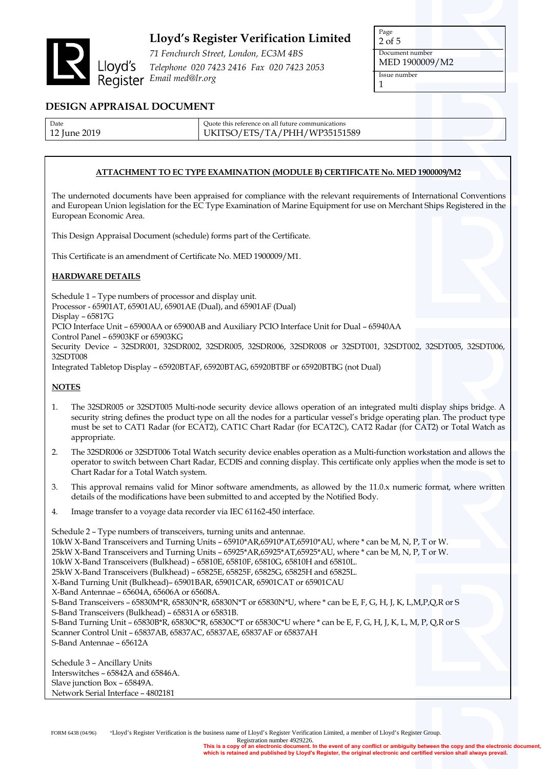# Lloyd's Register Verification Limited

*71 Fenchurch Street, London, EC3M 4BS*
*Telephone 020 7423 2416 Fax 020 7423 2053*
*Email med@lr.org*

| Document number | Issue number |
|---|---|
| MED 1900009/M2 | 1 |

## DESIGN APPRAISAL DOCUMENT

| Date | Quote this reference on all future communications |
|---|---|
| 12 June 2019 | UKITSO/ETS/TA/PHH/WP35151589 |

**ATTACHMENT TO EC TYPE EXAMINATION (MODULE B) CERTIFICATE No. MED 1900009/M2**

The undernoted documents have been appraised for compliance with the relevant requirements of International Conventions and European Union legislation for the EC Type Examination of Marine Equipment for use on Merchant Ships Registered in the European Economic Area.

This Design Appraisal Document (schedule) forms part of the Certificate.

This Certificate is an amendment of Certificate No. MED 1900009/M1.

**HARDWARE DETAILS**

Schedule 1 – Type numbers of processor and display unit.
Processor - 65901AT, 65901AU, 65901AE (Dual), and 65901AF (Dual)
Display – 65817G
PCIO Interface Unit – 65900AA or 65900AB and Auxiliary PCIO Interface Unit for Dual – 65940AA
Control Panel – 65903KF or 65903KG
Security Device – 32SDR001, 32SDR002, 32SDR005, 32SDR006, 32SDR008 or 32SDT001, 32SDT002, 32SDT005, 32SDT006, 32SDT008
Integrated Tabletop Display – 65920BTAF, 65920BTAG, 65920BTBF or 65920BTBG (not Dual)

**NOTES**

1. The 32SDR005 or 32SDT005 Multi-node security device allows operation of an integrated multi display ships bridge. A security string defines the product type on all the nodes for a particular vessel's bridge operating plan. The product type must be set to CAT1 Radar (for ECAT2), CAT1C Chart Radar (for ECAT2C), CAT2 Radar (for CAT2) or Total Watch as appropriate.
2. The 32SDR006 or 32SDT006 Total Watch security device enables operation as a Multi-function workstation and allows the operator to switch between Chart Radar, ECDIS and conning display. This certificate only applies when the mode is set to Chart Radar for a Total Watch system.
3. This approval remains valid for Minor software amendments, as allowed by the 11.0.x numeric format, where written details of the modifications have been submitted to and accepted by the Notified Body.
4. Image transfer to a voyage data recorder via IEC 61162-450 interface.

Schedule 2 – Type numbers of transceivers, turning units and antennae.
10kW X-Band Transceivers and Turning Units – 65910*AR,65910*AT,65910*AU, where * can be M, N, P, T or W.
25kW X-Band Transceivers and Turning Units – 65925*AR,65925*AT,65925*AU, where * can be M, N, P, T or W.
10kW X-Band Transceivers (Bulkhead) – 65810E, 65810F, 65810G, 65810H and 65810L.
25kW X-Band Transceivers (Bulkhead) – 65825E, 65825F, 65825G, 65825H and 65825L.
X-Band Turning Unit (Bulkhead)– 65901BAR, 65901CAR, 65901CAT or 65901CAU
X-Band Antennae – 65604A, 65606A or 65608A.
S-Band Transceivers – 65830M*R, 65830N*R, 65830N*T or 65830N*U, where * can be E, F, G, H, J, K, L,M,P,Q,R or S
S-Band Transceivers (Bulkhead) – 65831A or 65831B.
S-Band Turning Unit – 65830B*R, 65830C*R, 65830C*T or 65830C*U where * can be E, F, G, H, J, K, L, M, P, Q,R or S
Scanner Control Unit – 65837AB, 65837AC, 65837AE, 65837AF or 65837AH
S-Band Antennae – 65612A

Schedule 3 – Ancillary Units
Interswitches – 65842A and 65846A.
Slave junction Box – 65849A.
Network Serial Interface – 4802181

FORM 6438 (04/96) "Lloyd's Register Verification is the business name of Lloyd's Register Verification Limited, a member of Lloyd's Register Group. Registration number 4929226.

**This is a copy of an electronic document. In the event of any conflict or ambiguity between the copy and the electronic document, which is retained and published by Lloyd's Register, the original electronic and certified version shall always prevail.**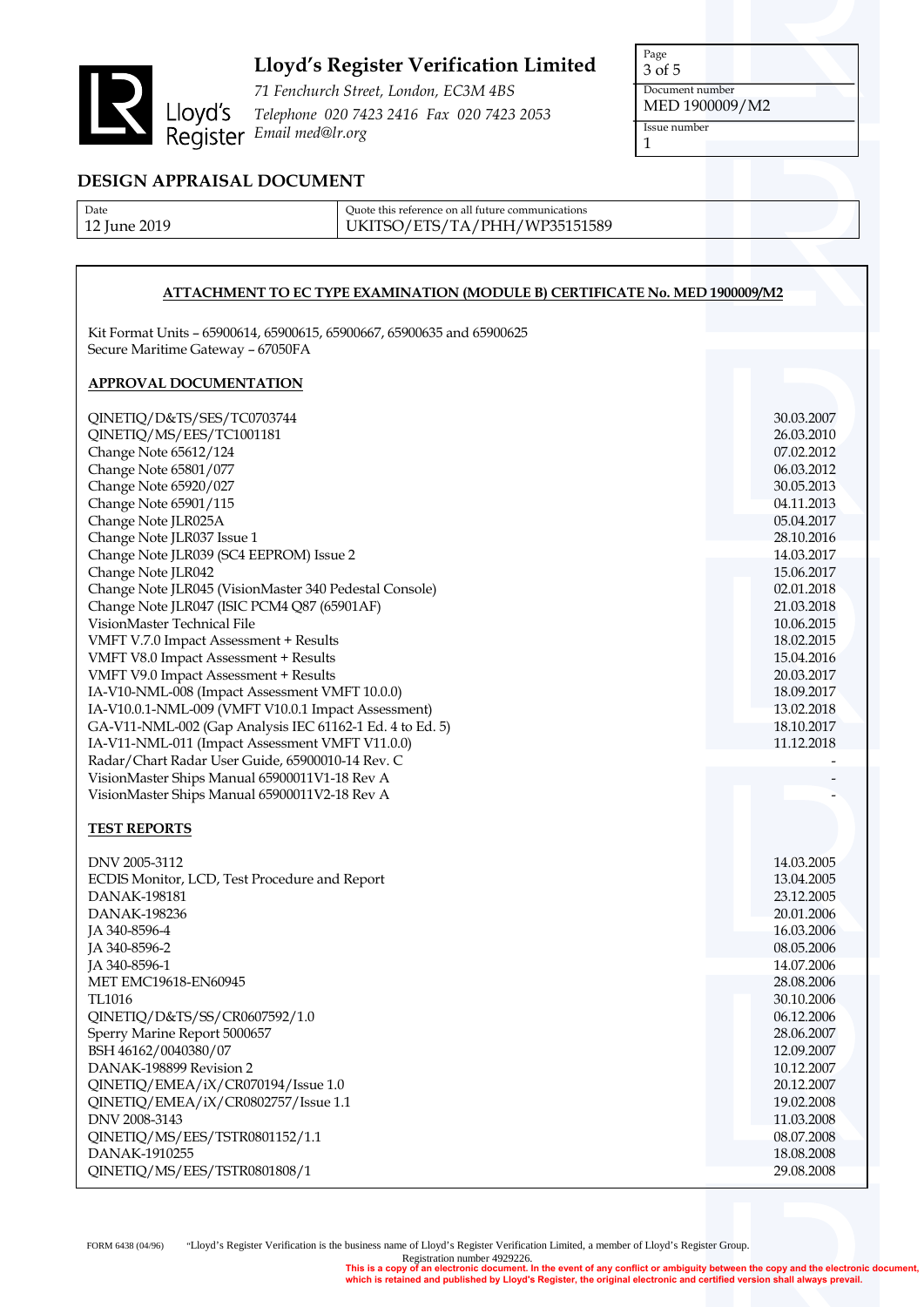# Lloyd's Register Verification Limited

*71 Fenchurch Street, London, EC3M 4BS*
*Telephone 020 7423 2416 Fax 020 7423 2053*
*Email med@lr.org*

| Page | Document number | Issue number |
|---|---|---|
| 3 of 5 | MED 1900009/M2 | 1 |

## DESIGN APPRAISAL DOCUMENT

| Date | Quote this reference on all future communications |
|---|---|
| 12 June 2019 | UKITSO/ETS/TA/PHH/WP35151589 |

**ATTACHMENT TO EC TYPE EXAMINATION (MODULE B) CERTIFICATE No. MED 1900009/M2**

Kit Format Units – 65900614, 65900615, 65900667, 65900635 and 65900625
Secure Maritime Gateway – 67050FA

### APPROVAL DOCUMENTATION

| Document | Date |
|---|---|
| QINETIQ/D&TS/SES/TC0703744 | 30.03.2007 |
| QINETIQ/MS/EES/TC1001181 | 26.03.2010 |
| Change Note 65612/124 | 07.02.2012 |
| Change Note 65801/077 | 06.03.2012 |
| Change Note 65920/027 | 30.05.2013 |
| Change Note 65901/115 | 04.11.2013 |
| Change Note JLR025A | 05.04.2017 |
| Change Note JLR037 Issue 1 | 28.10.2016 |
| Change Note JLR039 (SC4 EEPROM) Issue 2 | 14.03.2017 |
| Change Note JLR042 | 15.06.2017 |
| Change Note JLR045 (VisionMaster 340 Pedestal Console) | 02.01.2018 |
| Change Note JLR047 (ISIC PCM4 Q87 (65901AF) | 21.03.2018 |
| VisionMaster Technical File | 10.06.2015 |
| VMFT V.7.0 Impact Assessment + Results | 18.02.2015 |
| VMFT V8.0 Impact Assessment + Results | 15.04.2016 |
| VMFT V9.0 Impact Assessment + Results | 20.03.2017 |
| IA-V10-NML-008 (Impact Assessment VMFT 10.0.0) | 18.09.2017 |
| IA-V10.0.1-NML-009 (VMFT V10.0.1 Impact Assessment) | 13.02.2018 |
| GA-V11-NML-002 (Gap Analysis IEC 61162-1 Ed. 4 to Ed. 5) | 18.10.2017 |
| IA-V11-NML-011 (Impact Assessment VMFT V11.0.0) | 11.12.2018 |
| Radar/Chart Radar User Guide, 65900010-14 Rev. C | - |
| VisionMaster Ships Manual 65900011V1-18 Rev A | - |
| VisionMaster Ships Manual 65900011V2-18 Rev A | - |

### TEST REPORTS

| Report | Date |
|---|---|
| DNV 2005-3112 | 14.03.2005 |
| ECDIS Monitor, LCD, Test Procedure and Report | 13.04.2005 |
| DANAK-198181 | 23.12.2005 |
| DANAK-198236 | 20.01.2006 |
| JA 340-8596-4 | 16.03.2006 |
| JA 340-8596-2 | 08.05.2006 |
| JA 340-8596-1 | 14.07.2006 |
| MET EMC19618-EN60945 | 28.08.2006 |
| TL1016 | 30.10.2006 |
| QINETIQ/D&TS/SS/CR0607592/1.0 | 06.12.2006 |
| Sperry Marine Report 5000657 | 28.06.2007 |
| BSH 46162/0040380/07 | 12.09.2007 |
| DANAK-198899 Revision 2 | 10.12.2007 |
| QINETIQ/EMEA/iX/CR070194/Issue 1.0 | 20.12.2007 |
| QINETIQ/EMEA/iX/CR0802757/Issue 1.1 | 19.02.2008 |
| DNV 2008-3143 | 11.03.2008 |
| QINETIQ/MS/EES/TSTR0801152/1.1 | 08.07.2008 |
| DANAK-1910255 | 18.08.2008 |
| QINETIQ/MS/EES/TSTR0801808/1 | 29.08.2008 |

FORM 6438 (04/96) "Lloyd's Register Verification is the business name of Lloyd's Register Verification Limited, a member of Lloyd's Register Group. Registration number 4929226.

**This is a copy of an electronic document. In the event of any conflict or ambiguity between the copy and the electronic document, which is retained and published by Lloyd's Register, the original electronic and certified version shall always prevail.**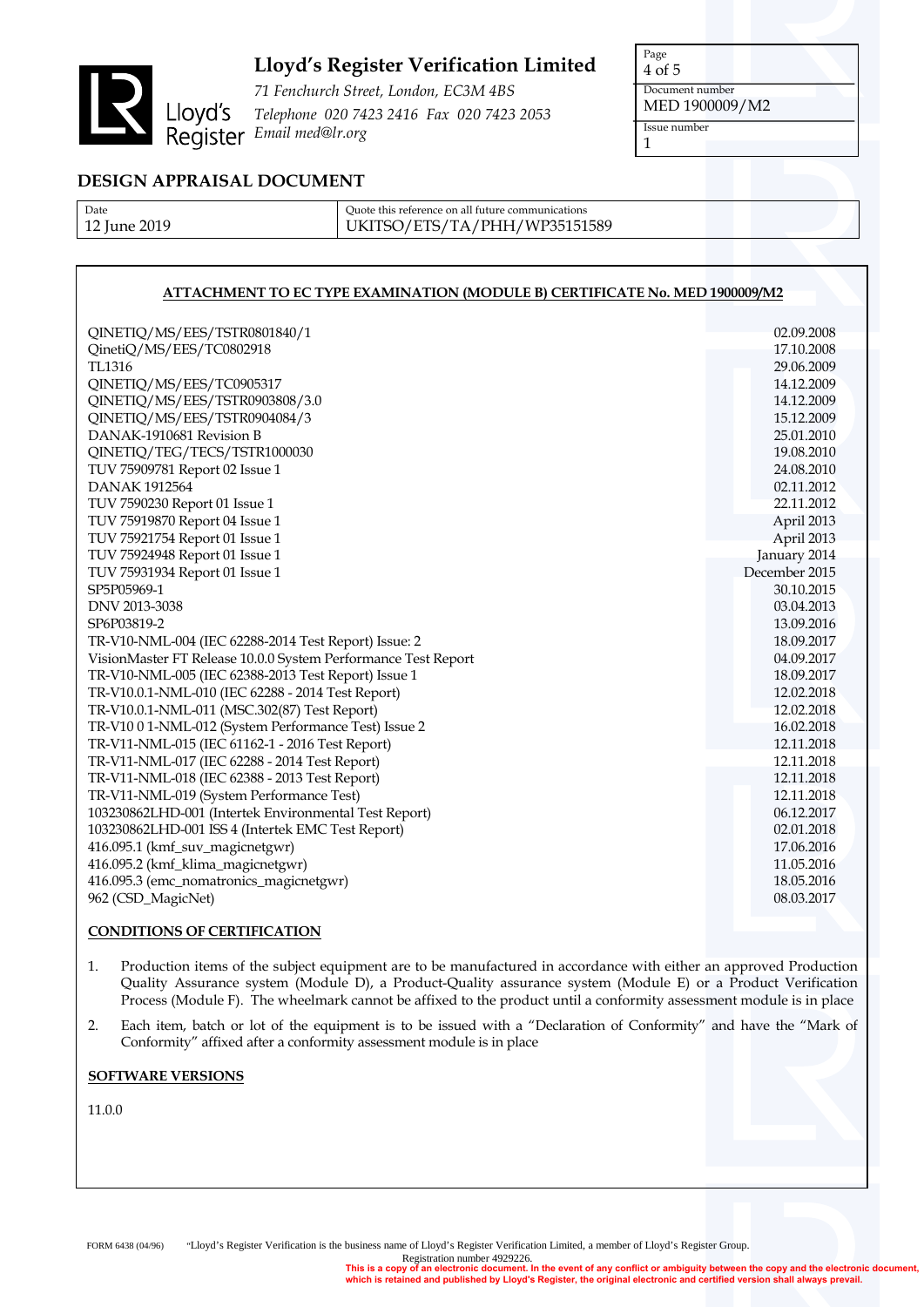# Lloyd's Register Verification Limited

*71 Fenchurch Street, London, EC3M 4BS*
*Telephone 020 7423 2416 Fax 020 7423 2053*
*Email med@lr.org*

| Document number | Issue number |
|---|---|
| MED 1900009/M2 | 1 |

## DESIGN APPRAISAL DOCUMENT

| Date | Quote this reference on all future communications |
|---|---|
| 12 June 2019 | UKITSO/ETS/TA/PHH/WP35151589 |

### ATTACHMENT TO EC TYPE EXAMINATION (MODULE B) CERTIFICATE No. MED 1900009/M2

| Report | Date |
|---|---|
| QINETIQ/MS/EES/TSTR0801840/1 | 02.09.2008 |
| QinetiQ/MS/EES/TC0802918 | 17.10.2008 |
| TL1316 | 29.06.2009 |
| QINETIQ/MS/EES/TC0905317 | 14.12.2009 |
| QINETIQ/MS/EES/TSTR0903808/3.0 | 14.12.2009 |
| QINETIQ/MS/EES/TSTR0904084/3 | 15.12.2009 |
| DANAK-1910681 Revision B | 25.01.2010 |
| QINETIQ/TEG/TECS/TSTR1000030 | 19.08.2010 |
| TUV 75909781 Report 02 Issue 1 | 24.08.2010 |
| DANAK 1912564 | 02.11.2012 |
| TUV 7590230 Report 01 Issue 1 | 22.11.2012 |
| TUV 75919870 Report 04 Issue 1 | April 2013 |
| TUV 75921754 Report 01 Issue 1 | April 2013 |
| TUV 75924948 Report 01 Issue 1 | January 2014 |
| TUV 75931934 Report 01 Issue 1 | December 2015 |
| SP5P05969-1 | 30.10.2015 |
| DNV 2013-3038 | 03.04.2013 |
| SP6P03819-2 | 13.09.2016 |
| TR-V10-NML-004 (IEC 62288-2014 Test Report) Issue: 2 | 18.09.2017 |
| VisionMaster FT Release 10.0.0 System Performance Test Report | 04.09.2017 |
| TR-V10-NML-005 (IEC 62388-2013 Test Report) Issue 1 | 18.09.2017 |
| TR-V10.0.1-NML-010 (IEC 62288 - 2014 Test Report) | 12.02.2018 |
| TR-V10.0.1-NML-011 (MSC.302(87) Test Report) | 12.02.2018 |
| TR-V10 0 1-NML-012 (System Performance Test) Issue 2 | 16.02.2018 |
| TR-V11-NML-015 (IEC 61162-1 - 2016 Test Report) | 12.11.2018 |
| TR-V11-NML-017 (IEC 62288 - 2014 Test Report) | 12.11.2018 |
| TR-V11-NML-018 (IEC 62388 - 2013 Test Report) | 12.11.2018 |
| TR-V11-NML-019 (System Performance Test) | 12.11.2018 |
| 103230862LHD-001 (Intertek Environmental Test Report) | 06.12.2017 |
| 103230862LHD-001 ISS 4 (Intertek EMC Test Report) | 02.01.2018 |
| 416.095.1 (kmf_suv_magicnetgwr) | 17.06.2016 |
| 416.095.2 (kmf_klima_magicnetgwr) | 11.05.2016 |
| 416.095.3 (emc_nomatronics_magicnetgwr) | 18.05.2016 |
| 962 (CSD_MagicNet) | 08.03.2017 |

### CONDITIONS OF CERTIFICATION

1. Production items of the subject equipment are to be manufactured in accordance with either an approved Production Quality Assurance system (Module D), a Product-Quality assurance system (Module E) or a Product Verification Process (Module F). The wheelmark cannot be affixed to the product until a conformity assessment module is in place
2. Each item, batch or lot of the equipment is to be issued with a "Declaration of Conformity" and have the "Mark of Conformity" affixed after a conformity assessment module is in place

### SOFTWARE VERSIONS

11.0.0

FORM 6438 (04/96) "Lloyd's Register Verification is the business name of Lloyd's Register Verification Limited, a member of Lloyd's Register Group. Registration number 4929226.

**This is a copy of an electronic document. In the event of any conflict or ambiguity between the copy and the electronic document, which is retained and published by Lloyd's Register, the original electronic and certified version shall always prevail.**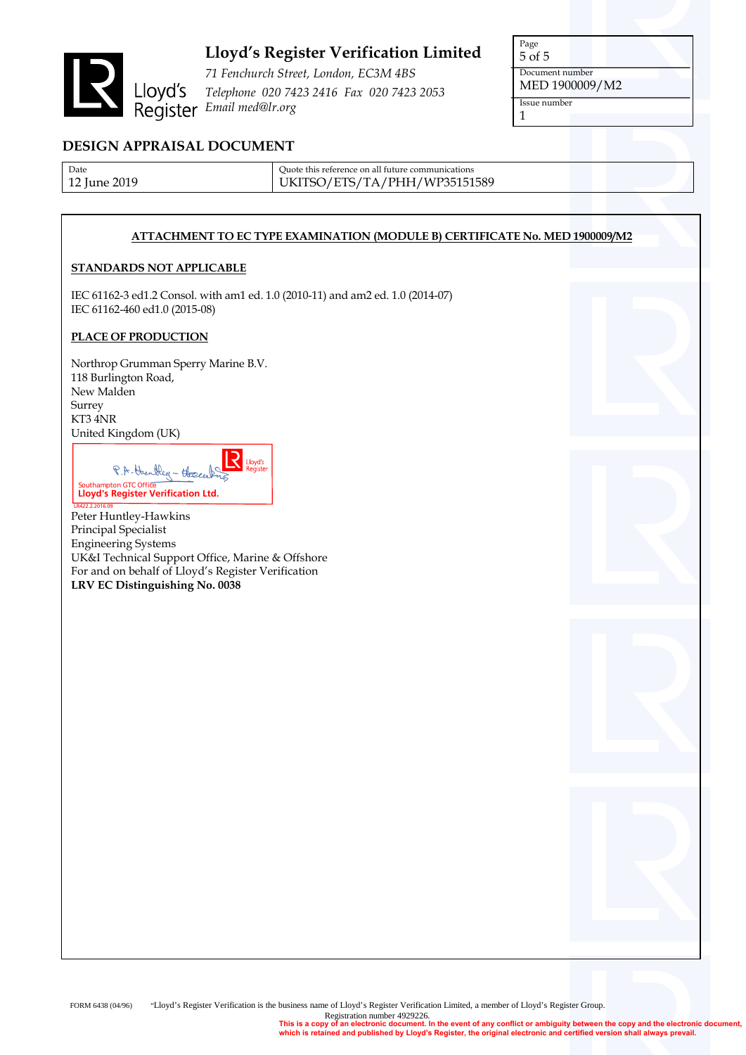**Lloyd's Register Verification Limited**

*71 Fenchurch Street, London, EC3M 4BS*
*Telephone 020 7423 2416 Fax 020 7423 2053*
*Email med@lr.org*

| | |
|---|---|
| Document number | MED 1900009/M2 |
| Issue number | 1 |

## DESIGN APPRAISAL DOCUMENT

| Date | Quote this reference on all future communications |
|---|---|
| 12 June 2019 | UKITSO/ETS/TA/PHH/WP35151589 |

**ATTACHMENT TO EC TYPE EXAMINATION (MODULE B) CERTIFICATE No. MED 1900009/M2**

**STANDARDS NOT APPLICABLE**

IEC 61162-3 ed1.2 Consol. with am1 ed. 1.0 (2010-11) and am2 ed. 1.0 (2014-07)
IEC 61162-460 ed1.0 (2015-08)

**PLACE OF PRODUCTION**

Northrop Grumman Sperry Marine B.V.
118 Burlington Road,
New Malden
Surrey
KT3 4NR
United Kingdom (UK)

Southampton GTC Office
Lloyd's Register Verification Ltd.
LR422.2.2016.09

Peter Huntley-Hawkins
Principal Specialist
Engineering Systems
UK&I Technical Support Office, Marine & Offshore
For and on behalf of Lloyd's Register Verification
**LRV EC Distinguishing No. 0038**

FORM 6438 (04/96) "Lloyd's Register Verification is the business name of Lloyd's Register Verification Limited, a member of Lloyd's Register Group. Registration number 4929226.

This is a copy of an electronic document. In the event of any conflict or ambiguity between the copy and the electronic document, which is retained and published by Lloyd's Register, the original electronic and certified version shall always prevail.